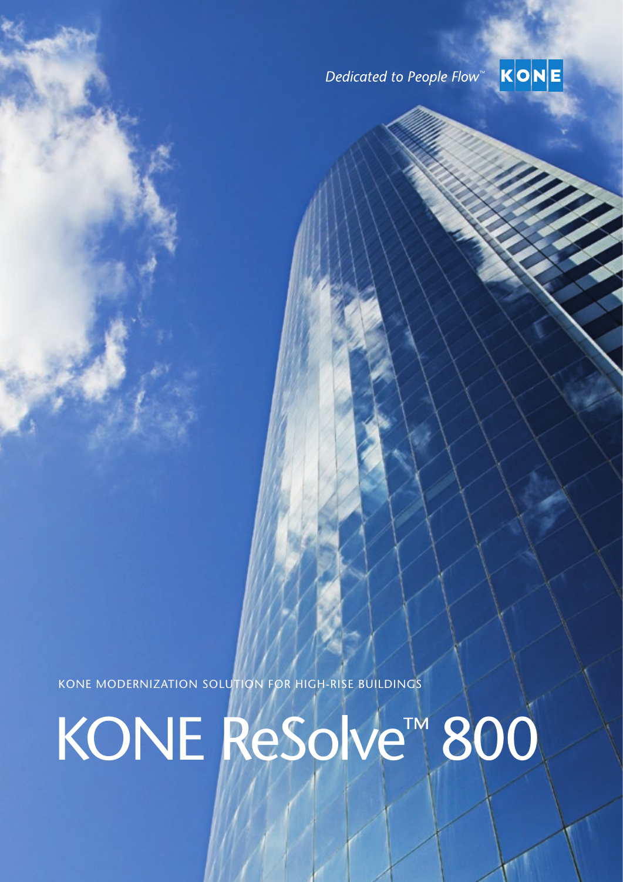Dedicated to People Flow™ KONE

KONE MODERNIZATION SOLUTION FOR HIGH-RISE BUILDINGS

# KONE ReSolve™ 800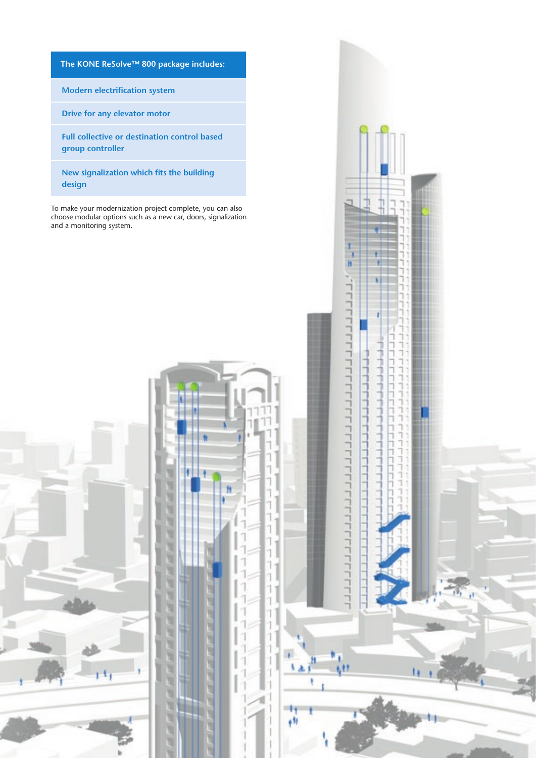**The KONE ReSolve™ 800 package includes:**

- Modern electrification system
- Drive for any elevator motor
- Full collective or destination control based group controller
- New signalization which fits the building design

To make your modernization project complete, you can also choose modular options such as a new car, doors, signalization and a monitoring system.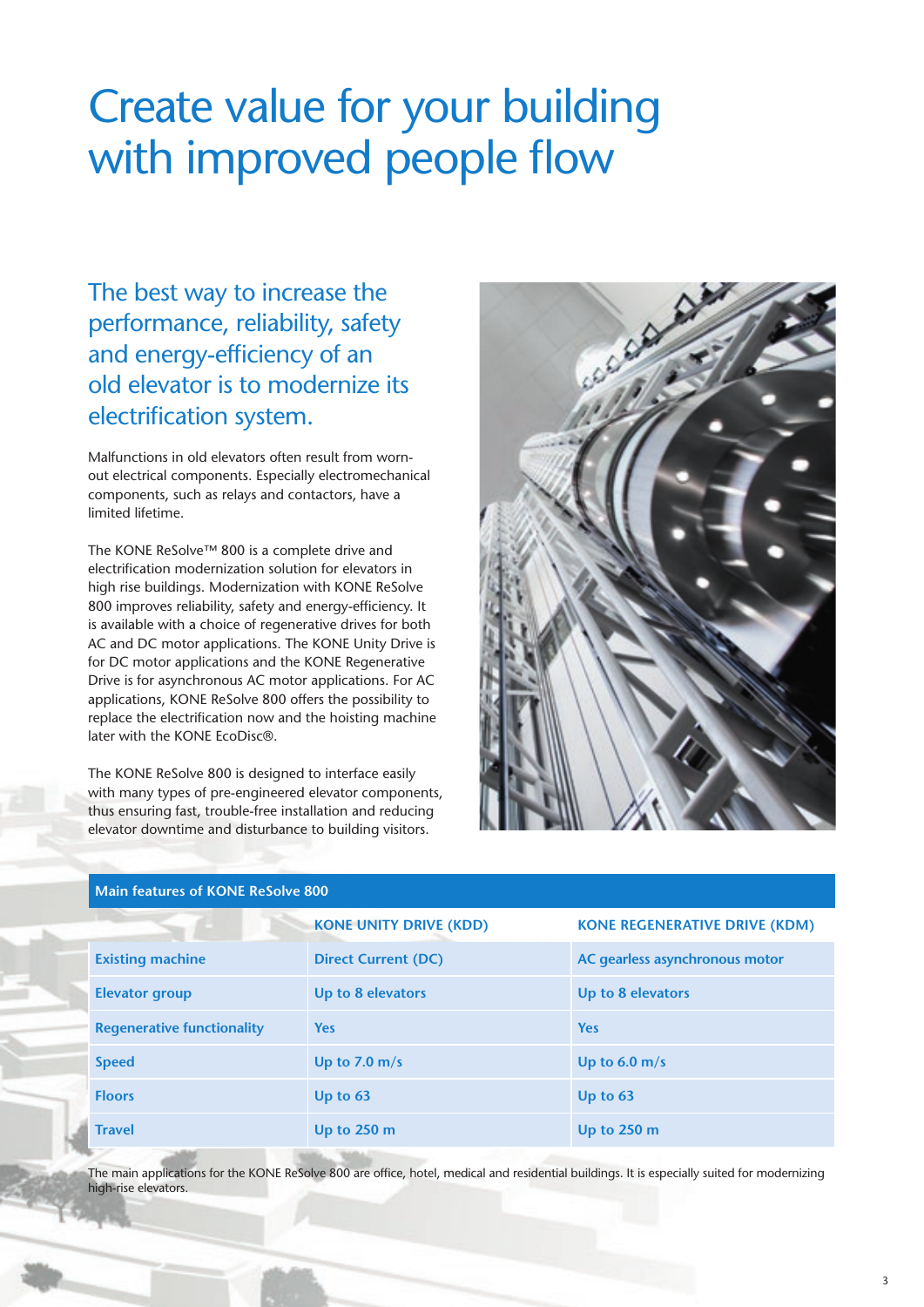# Create value for your building with improved people flow

## The best way to increase the performance, reliability, safety and energy-efficiency of an old elevator is to modernize its electrification system.

Malfunctions in old elevators often result from worn-out electrical components. Especially electromechanical components, such as relays and contactors, have a limited lifetime.

The KONE ReSolve™ 800 is a complete drive and electrification modernization solution for elevators in high rise buildings. Modernization with KONE ReSolve 800 improves reliability, safety and energy-efficiency. It is available with a choice of regenerative drives for both AC and DC motor applications. The KONE Unity Drive is for DC motor applications and the KONE Regenerative Drive is for asynchronous AC motor applications. For AC applications, KONE ReSolve 800 offers the possibility to replace the electrification now and the hoisting machine later with the KONE EcoDisc®.

The KONE ReSolve 800 is designed to interface easily with many types of pre-engineered elevator components, thus ensuring fast, trouble-free installation and reducing elevator downtime and disturbance to building visitors.

**Main features of KONE ReSolve 800**

| | KONE UNITY DRIVE (KDD) | KONE REGENERATIVE DRIVE (KDM) |
|---|---|---|
| Existing machine | Direct Current (DC) | AC gearless asynchronous motor |
| Elevator group | Up to 8 elevators | Up to 8 elevators |
| Regenerative functionality | Yes | Yes |
| Speed | Up to 7.0 m/s | Up to 6.0 m/s |
| Floors | Up to 63 | Up to 63 |
| Travel | Up to 250 m | Up to 250 m |

The main applications for the KONE ReSolve 800 are office, hotel, medical and residential buildings. It is especially suited for modernizing high-rise elevators.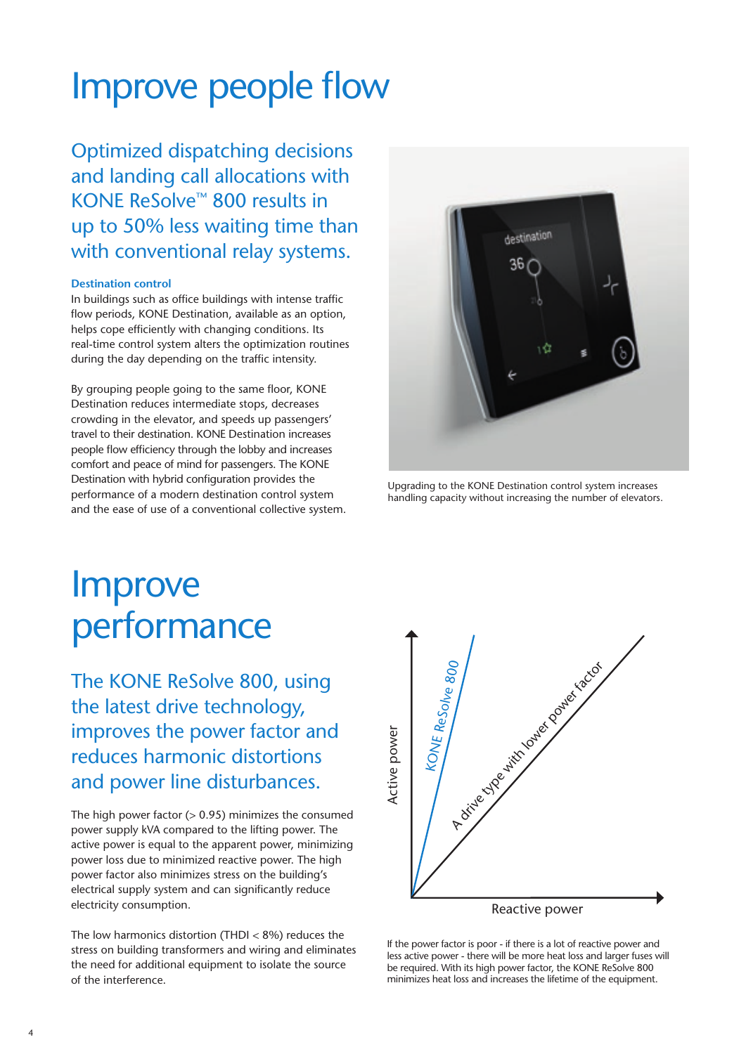# Improve people flow

## Optimized dispatching decisions and landing call allocations with KONE ReSolve™ 800 results in up to 50% less waiting time than with conventional relay systems.

**Destination control**

In buildings such as office buildings with intense traffic flow periods, KONE Destination, available as an option, helps cope efficiently with changing conditions. Its real-time control system alters the optimization routines during the day depending on the traffic intensity.

By grouping people going to the same floor, KONE Destination reduces intermediate stops, decreases crowding in the elevator, and speeds up passengers' travel to their destination. KONE Destination increases people flow efficiency through the lobby and increases comfort and peace of mind for passengers. The KONE Destination with hybrid configuration provides the performance of a modern destination control system and the ease of use of a conventional collective system.

Upgrading to the KONE Destination control system increases handling capacity without increasing the number of elevators.

# Improve performance

## The KONE ReSolve 800, using the latest drive technology, improves the power factor and reduces harmonic distortions and power line disturbances.

The high power factor (> 0.95) minimizes the consumed power supply kVA compared to the lifting power. The active power is equal to the apparent power, minimizing power loss due to minimized reactive power. The high power factor also minimizes stress on the building's electrical supply system and can significantly reduce electricity consumption.

The low harmonics distortion (THDI < 8%) reduces the stress on building transformers and wiring and eliminates the need for additional equipment to isolate the source of the interference.

Active power

KONE ReSolve 800

A drive type with lower power factor

Reactive power

If the power factor is poor - if there is a lot of reactive power and less active power - there will be more heat loss and larger fuses will be required. With its high power factor, the KONE ReSolve 800 minimizes heat loss and increases the lifetime of the equipment.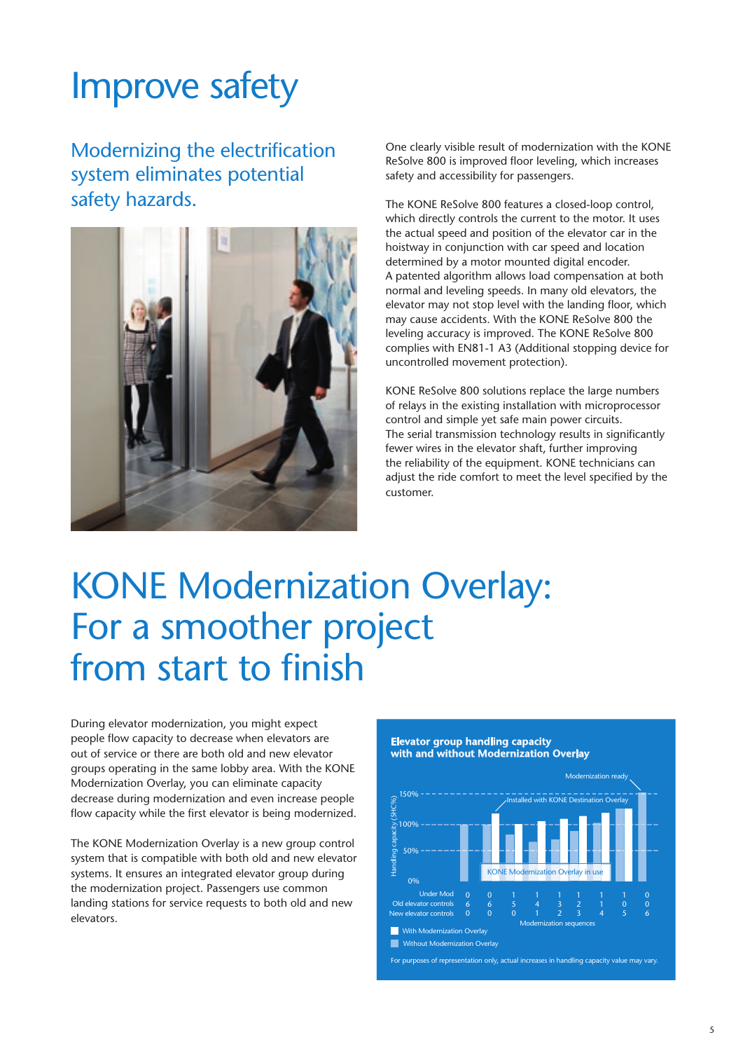# Improve safety

## Modernizing the electrification system eliminates potential safety hazards.

One clearly visible result of modernization with the KONE ReSolve 800 is improved floor leveling, which increases safety and accessibility for passengers.

The KONE ReSolve 800 features a closed-loop control, which directly controls the current to the motor. It uses the actual speed and position of the elevator car in the hoistway in conjunction with car speed and location determined by a motor mounted digital encoder. A patented algorithm allows load compensation at both normal and leveling speeds. In many old elevators, the elevator may not stop level with the landing floor, which may cause accidents. With the KONE ReSolve 800 the leveling accuracy is improved. The KONE ReSolve 800 complies with EN81-1 A3 (Additional stopping device for uncontrolled movement protection).

KONE ReSolve 800 solutions replace the large numbers of relays in the existing installation with microprocessor control and simple yet safe main power circuits. The serial transmission technology results in significantly fewer wires in the elevator shaft, further improving the reliability of the equipment. KONE technicians can adjust the ride comfort to meet the level specified by the customer.

# KONE Modernization Overlay: For a smoother project from start to finish

During elevator modernization, you might expect people flow capacity to decrease when elevators are out of service or there are both old and new elevator groups operating in the same lobby area. With the KONE Modernization Overlay, you can eliminate capacity decrease during modernization and even increase people flow capacity while the first elevator is being modernized.

The KONE Modernization Overlay is a new group control system that is compatible with both old and new elevator systems. It ensures an integrated elevator group during the modernization project. Passengers use common landing stations for service requests to both old and new elevators.

**Elevator group handling capacity with and without Modernization Overlay**

Handling capacity (SHC%): 0%, 50%, 100%, 150%

Labels: Modernization ready; Installed with KONE Destination Overlay; KONE Modernization Overlay in use

| Under Mod | 0 | 0 | 1 | 1 | 1 | 1 | 1 | 1 | 0 |
|---|---|---|---|---|---|---|---|---|---|
| Old elevator controls | 6 | 6 | 5 | 4 | 3 | 2 | 1 | 0 | 0 |
| New elevator controls | 0 | 0 | 0 | 1 | 2 | 3 | 4 | 5 | 6 |

Modernization sequences

- With Modernization Overlay
- Without Modernization Overlay

For purposes of representation only, actual increases in handling capacity value may vary.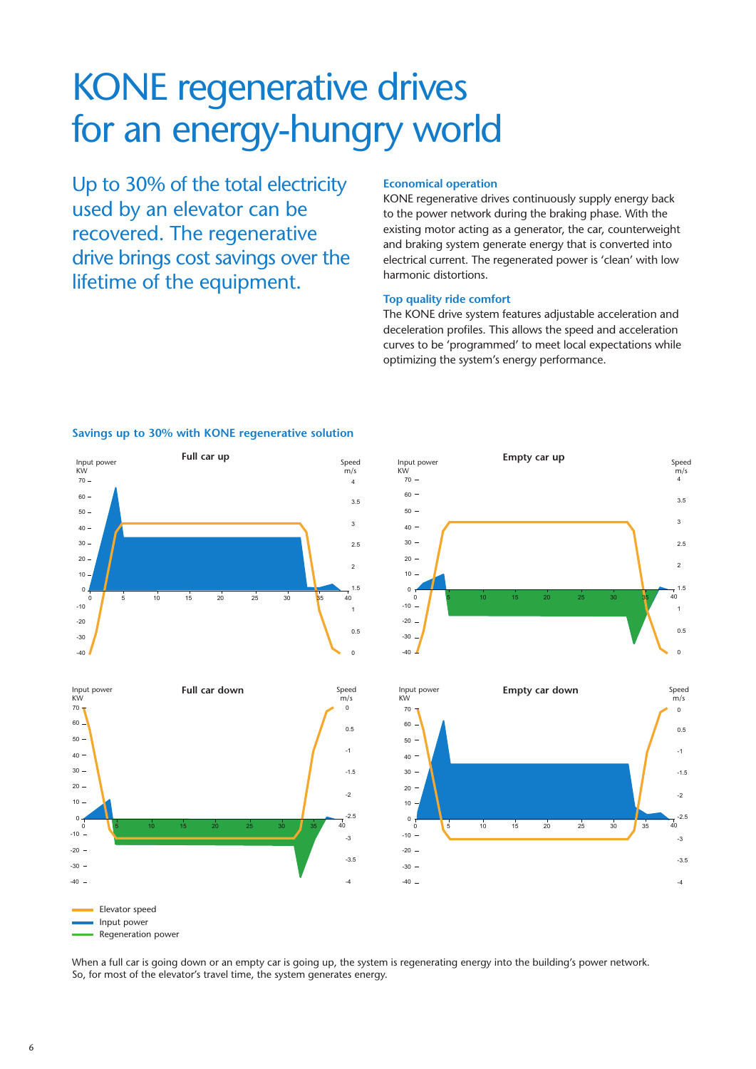# KONE regenerative drives for an energy-hungry world

## Up to 30% of the total electricity used by an elevator can be recovered. The regenerative drive brings cost savings over the lifetime of the equipment.

### Economical operation

KONE regenerative drives continuously supply energy back to the power network during the braking phase. With the existing motor acting as a generator, the car, counterweight and braking system generate energy that is converted into electrical current. The regenerated power is 'clean' with low harmonic distortions.

### Top quality ride comfort

The KONE drive system features adjustable acceleration and deceleration profiles. This allows the speed and acceleration curves to be 'programmed' to meet local expectations while optimizing the system's energy performance.

### Savings up to 30% with KONE regenerative solution

**Full car up**

**Empty car up**

**Full car down**

**Empty car down**

Elevator speed
Input power
Regeneration power

When a full car is going down or an empty car is going up, the system is regenerating energy into the building's power network. So, for most of the elevator's travel time, the system generates energy.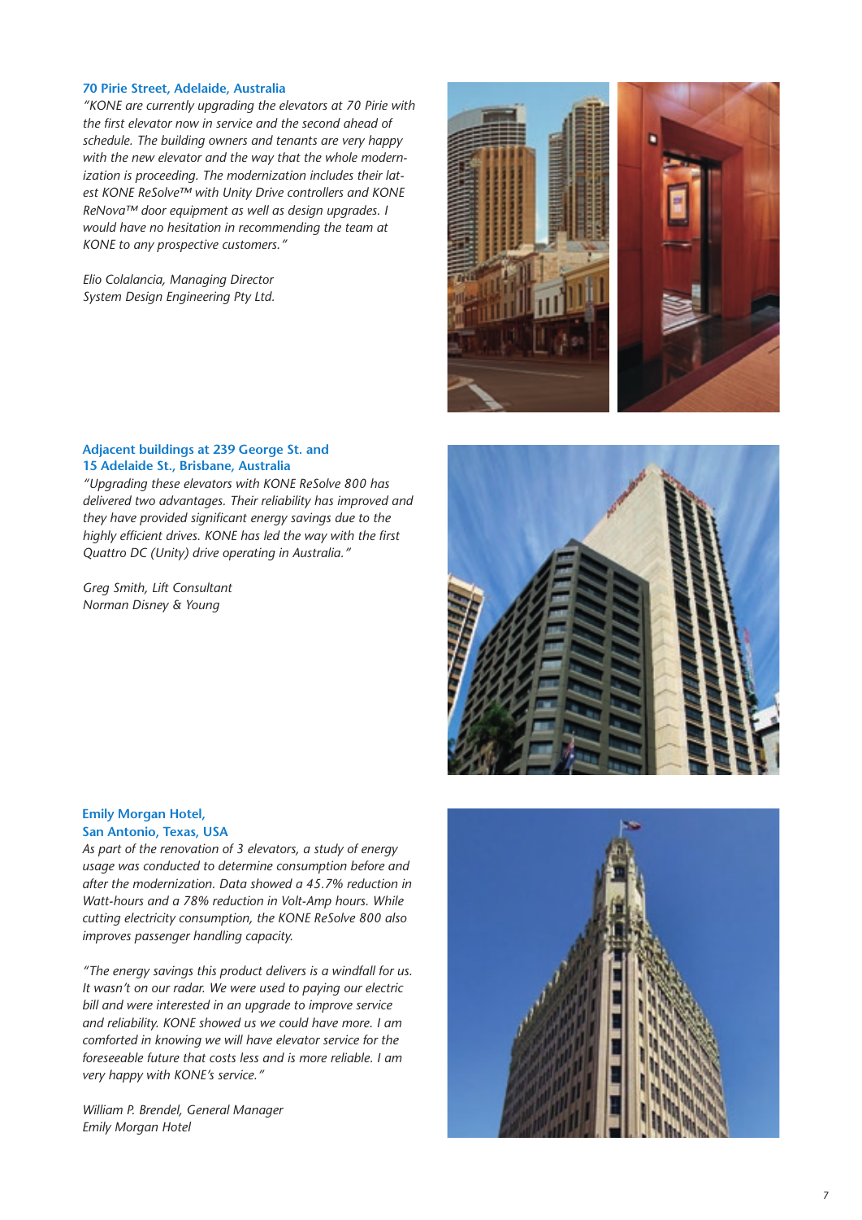### 70 Pirie Street, Adelaide, Australia

*"KONE are currently upgrading the elevators at 70 Pirie with the first elevator now in service and the second ahead of schedule. The building owners and tenants are very happy with the new elevator and the way that the whole modernization is proceeding. The modernization includes their latest KONE ReSolve™ with Unity Drive controllers and KONE ReNova™ door equipment as well as design upgrades. I would have no hesitation in recommending the team at KONE to any prospective customers."*

*Elio Colalancia, Managing Director*
*System Design Engineering Pty Ltd.*

### Adjacent buildings at 239 George St. and 15 Adelaide St., Brisbane, Australia

*"Upgrading these elevators with KONE ReSolve 800 has delivered two advantages. Their reliability has improved and they have provided significant energy savings due to the highly efficient drives. KONE has led the way with the first Quattro DC (Unity) drive operating in Australia."*

*Greg Smith, Lift Consultant*
*Norman Disney & Young*

### Emily Morgan Hotel, San Antonio, Texas, USA

*As part of the renovation of 3 elevators, a study of energy usage was conducted to determine consumption before and after the modernization. Data showed a 45.7% reduction in Watt-hours and a 78% reduction in Volt-Amp hours. While cutting electricity consumption, the KONE ReSolve 800 also improves passenger handling capacity.*

*"The energy savings this product delivers is a windfall for us. It wasn't on our radar. We were used to paying our electric bill and were interested in an upgrade to improve service and reliability. KONE showed us we could have more. I am comforted in knowing we will have elevator service for the foreseeable future that costs less and is more reliable. I am very happy with KONE's service."*

*William P. Brendel, General Manager*
*Emily Morgan Hotel*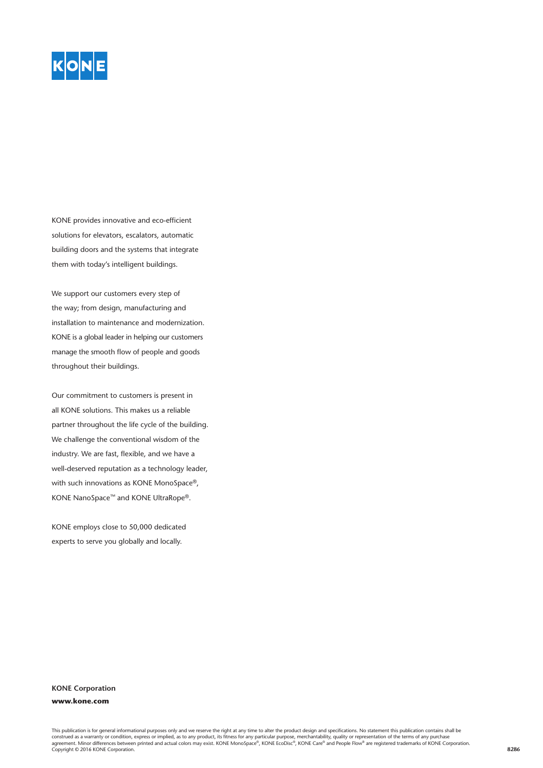KONE

KONE provides innovative and eco-efficient solutions for elevators, escalators, automatic building doors and the systems that integrate them with today's intelligent buildings.

We support our customers every step of the way; from design, manufacturing and installation to maintenance and modernization. KONE is a global leader in helping our customers manage the smooth flow of people and goods throughout their buildings.

Our commitment to customers is present in all KONE solutions. This makes us a reliable partner throughout the life cycle of the building. We challenge the conventional wisdom of the industry. We are fast, flexible, and we have a well-deserved reputation as a technology leader, with such innovations as KONE MonoSpace®, KONE NanoSpace™ and KONE UltraRope®.

KONE employs close to 50,000 dedicated experts to serve you globally and locally.

**KONE Corporation**
**www.kone.com**

This publication is for general informational purposes only and we reserve the right at any time to alter the product design and specifications. No statement this publication contains shall be construed as a warranty or condition, express or implied, as to any product, its fitness for any particular purpose, merchantability, quality or representation of the terms of any purchase agreement. Minor differences between printed and actual colors may exist. KONE MonoSpace®, KONE EcoDisc®, KONE Care® and People Flow® are registered trademarks of KONE Corporation. Copyright © 2016 KONE Corporation.

8286